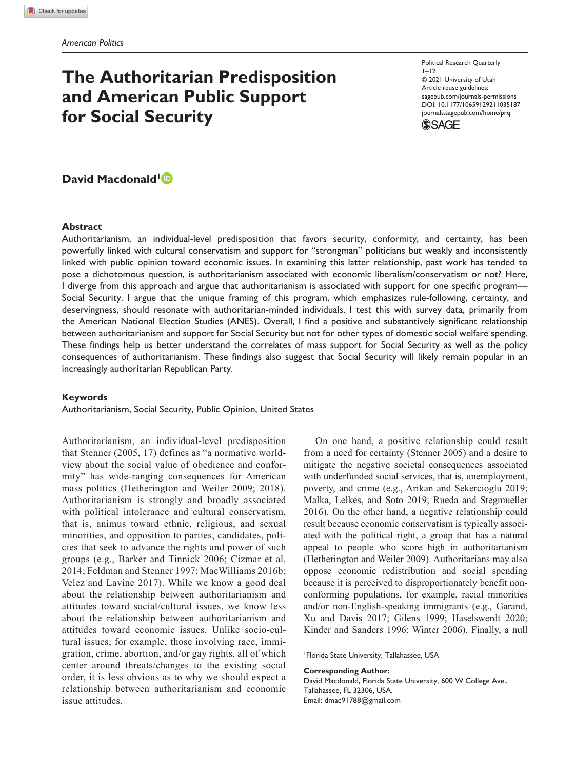*American Politics*

# The Authoritarian Predisposition and American Public Support for Social Security

Political Research Quarterly
1–12
© 2021 University of Utah
Article reuse guidelines:
sagepub.com/journals-permissions
DOI: 10.1177/10659129211035187
journals.sagepub.com/home/prq

**David Macdonald**[1]

### Abstract

Authoritarianism, an individual-level predisposition that favors security, conformity, and certainty, has been powerfully linked with cultural conservatism and support for "strongman" politicians but weakly and inconsistently linked with public opinion toward economic issues. In examining this latter relationship, past work has tended to pose a dichotomous question, is authoritarianism associated with economic liberalism/conservatism or not? Here, I diverge from this approach and argue that authoritarianism is associated with support for one specific program—Social Security. I argue that the unique framing of this program, which emphasizes rule-following, certainty, and deservingness, should resonate with authoritarian-minded individuals. I test this with survey data, primarily from the American National Election Studies (ANES). Overall, I find a positive and substantively significant relationship between authoritarianism and support for Social Security but not for other types of domestic social welfare spending. These findings help us better understand the correlates of mass support for Social Security as well as the policy consequences of authoritarianism. These findings also suggest that Social Security will likely remain popular in an increasingly authoritarian Republican Party.

### Keywords

Authoritarianism, Social Security, Public Opinion, United States

Authoritarianism, an individual-level predisposition that Stenner (2005, 17) defines as "a normative worldview about the social value of obedience and conformity" has wide-ranging consequences for American mass politics (Hetherington and Weiler 2009; 2018). Authoritarianism is strongly and broadly associated with political intolerance and cultural conservatism, that is, animus toward ethnic, religious, and sexual minorities, and opposition to parties, candidates, policies that seek to advance the rights and power of such groups (e.g., Barker and Tinnick 2006; Cizmar et al. 2014; Feldman and Stenner 1997; MacWilliams 2016b; Velez and Lavine 2017). While we know a good deal about the relationship between authoritarianism and attitudes toward social/cultural issues, we know less about the relationship between authoritarianism and attitudes toward economic issues. Unlike socio-cultural issues, for example, those involving race, immigration, crime, abortion, and/or gay rights, all of which center around threats/changes to the existing social order, it is less obvious as to why we should expect a relationship between authoritarianism and economic issue attitudes.

On one hand, a positive relationship could result from a need for certainty (Stenner 2005) and a desire to mitigate the negative societal consequences associated with underfunded social services, that is, unemployment, poverty, and crime (e.g., Arikan and Sekercioglu 2019; Malka, Lelkes, and Soto 2019; Rueda and Stegmueller 2016). On the other hand, a negative relationship could result because economic conservatism is typically associated with the political right, a group that has a natural appeal to people who score high in authoritarianism (Hetherington and Weiler 2009). Authoritarians may also oppose economic redistribution and social spending because it is perceived to disproportionately benefit nonconforming populations, for example, racial minorities and/or non-English-speaking immigrants (e.g., Garand, Xu and Davis 2017; Gilens 1999; Haselswerdt 2020; Kinder and Sanders 1996; Winter 2006). Finally, a null

[1]Florida State University, Tallahassee, USA

**Corresponding Author:**
David Macdonald, Florida State University, 600 W College Ave., Tallahassee, FL 32306, USA.
Email: dmac91788@gmail.com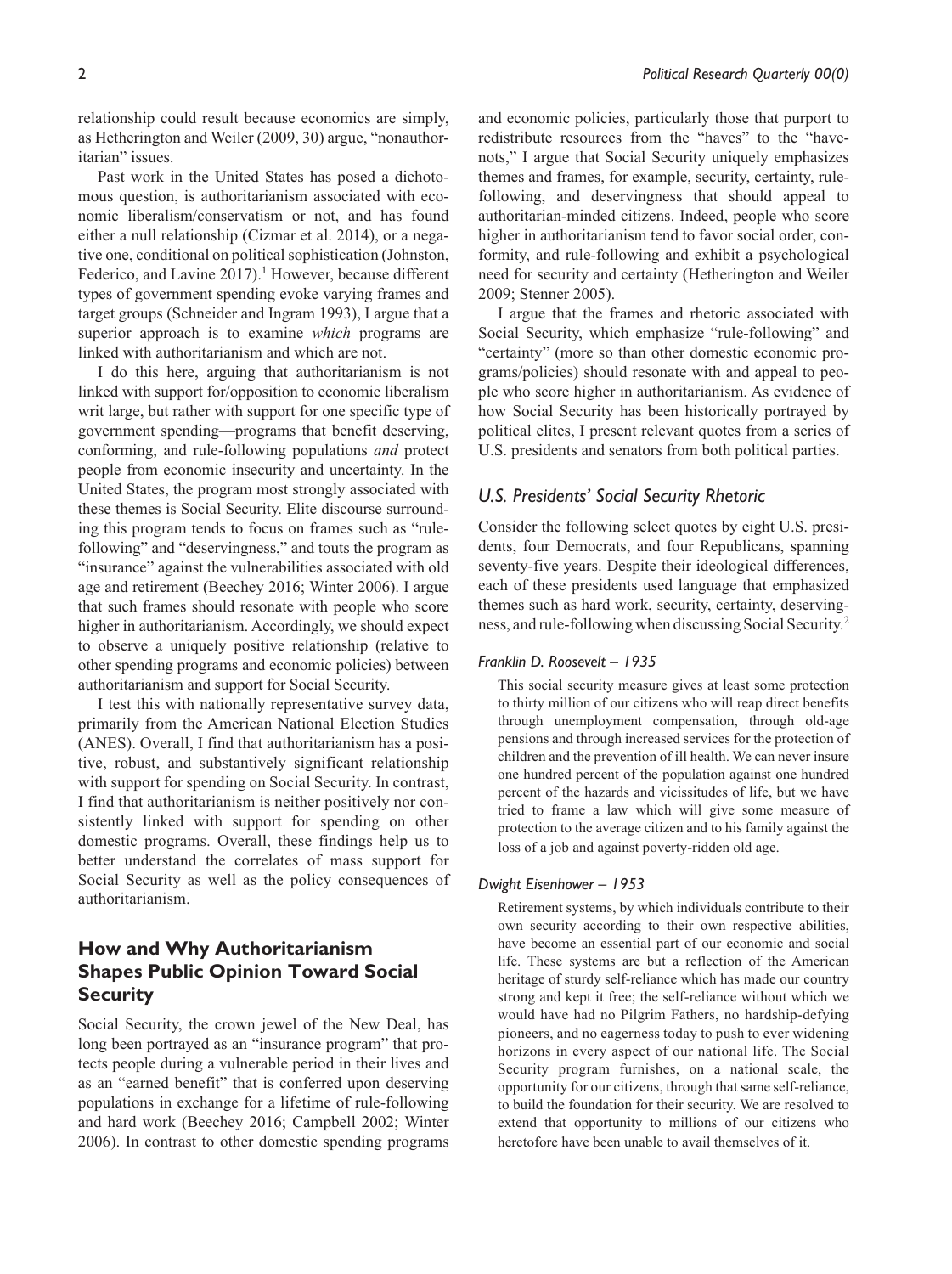relationship could result because economics are simply, as Hetherington and Weiler (2009, 30) argue, "nonauthoritarian" issues.

Past work in the United States has posed a dichotomous question, is authoritarianism associated with economic liberalism/conservatism or not, and has found either a null relationship (Cizmar et al. 2014), or a negative one, conditional on political sophistication (Johnston, Federico, and Lavine 2017).[1] However, because different types of government spending evoke varying frames and target groups (Schneider and Ingram 1993), I argue that a superior approach is to examine *which* programs are linked with authoritarianism and which are not.

I do this here, arguing that authoritarianism is not linked with support for/opposition to economic liberalism writ large, but rather with support for one specific type of government spending—programs that benefit deserving, conforming, and rule-following populations *and* protect people from economic insecurity and uncertainty. In the United States, the program most strongly associated with these themes is Social Security. Elite discourse surrounding this program tends to focus on frames such as "rule-following" and "deservingness," and touts the program as "insurance" against the vulnerabilities associated with old age and retirement (Beechey 2016; Winter 2006). I argue that such frames should resonate with people who score higher in authoritarianism. Accordingly, we should expect to observe a uniquely positive relationship (relative to other spending programs and economic policies) between authoritarianism and support for Social Security.

I test this with nationally representative survey data, primarily from the American National Election Studies (ANES). Overall, I find that authoritarianism has a positive, robust, and substantively significant relationship with support for spending on Social Security. In contrast, I find that authoritarianism is neither positively nor consistently linked with support for spending on other domestic programs. Overall, these findings help us to better understand the correlates of mass support for Social Security as well as the policy consequences of authoritarianism.

## How and Why Authoritarianism Shapes Public Opinion Toward Social Security

Social Security, the crown jewel of the New Deal, has long been portrayed as an "insurance program" that protects people during a vulnerable period in their lives and as an "earned benefit" that is conferred upon deserving populations in exchange for a lifetime of rule-following and hard work (Beechey 2016; Campbell 2002; Winter 2006). In contrast to other domestic spending programs and economic policies, particularly those that purport to redistribute resources from the "haves" to the "have-nots," I argue that Social Security uniquely emphasizes themes and frames, for example, security, certainty, rule-following, and deservingness that should appeal to authoritarian-minded citizens. Indeed, people who score higher in authoritarianism tend to favor social order, conformity, and rule-following and exhibit a psychological need for security and certainty (Hetherington and Weiler 2009; Stenner 2005).

I argue that the frames and rhetoric associated with Social Security, which emphasize "rule-following" and "certainty" (more so than other domestic economic programs/policies) should resonate with and appeal to people who score higher in authoritarianism. As evidence of how Social Security has been historically portrayed by political elites, I present relevant quotes from a series of U.S. presidents and senators from both political parties.

### *U.S. Presidents' Social Security Rhetoric*

Consider the following select quotes by eight U.S. presidents, four Democrats, and four Republicans, spanning seventy-five years. Despite their ideological differences, each of these presidents used language that emphasized themes such as hard work, security, certainty, deservingness, and rule-following when discussing Social Security.[2]

#### *Franklin D. Roosevelt – 1935*

> This social security measure gives at least some protection to thirty million of our citizens who will reap direct benefits through unemployment compensation, through old-age pensions and through increased services for the protection of children and the prevention of ill health. We can never insure one hundred percent of the population against one hundred percent of the hazards and vicissitudes of life, but we have tried to frame a law which will give some measure of protection to the average citizen and to his family against the loss of a job and against poverty-ridden old age.

#### *Dwight Eisenhower – 1953*

> Retirement systems, by which individuals contribute to their own security according to their own respective abilities, have become an essential part of our economic and social life. These systems are but a reflection of the American heritage of sturdy self-reliance which has made our country strong and kept it free; the self-reliance without which we would have had no Pilgrim Fathers, no hardship-defying pioneers, and no eagerness today to push to ever widening horizons in every aspect of our national life. The Social Security program furnishes, on a national scale, the opportunity for our citizens, through that same self-reliance, to build the foundation for their security. We are resolved to extend that opportunity to millions of our citizens who heretofore have been unable to avail themselves of it.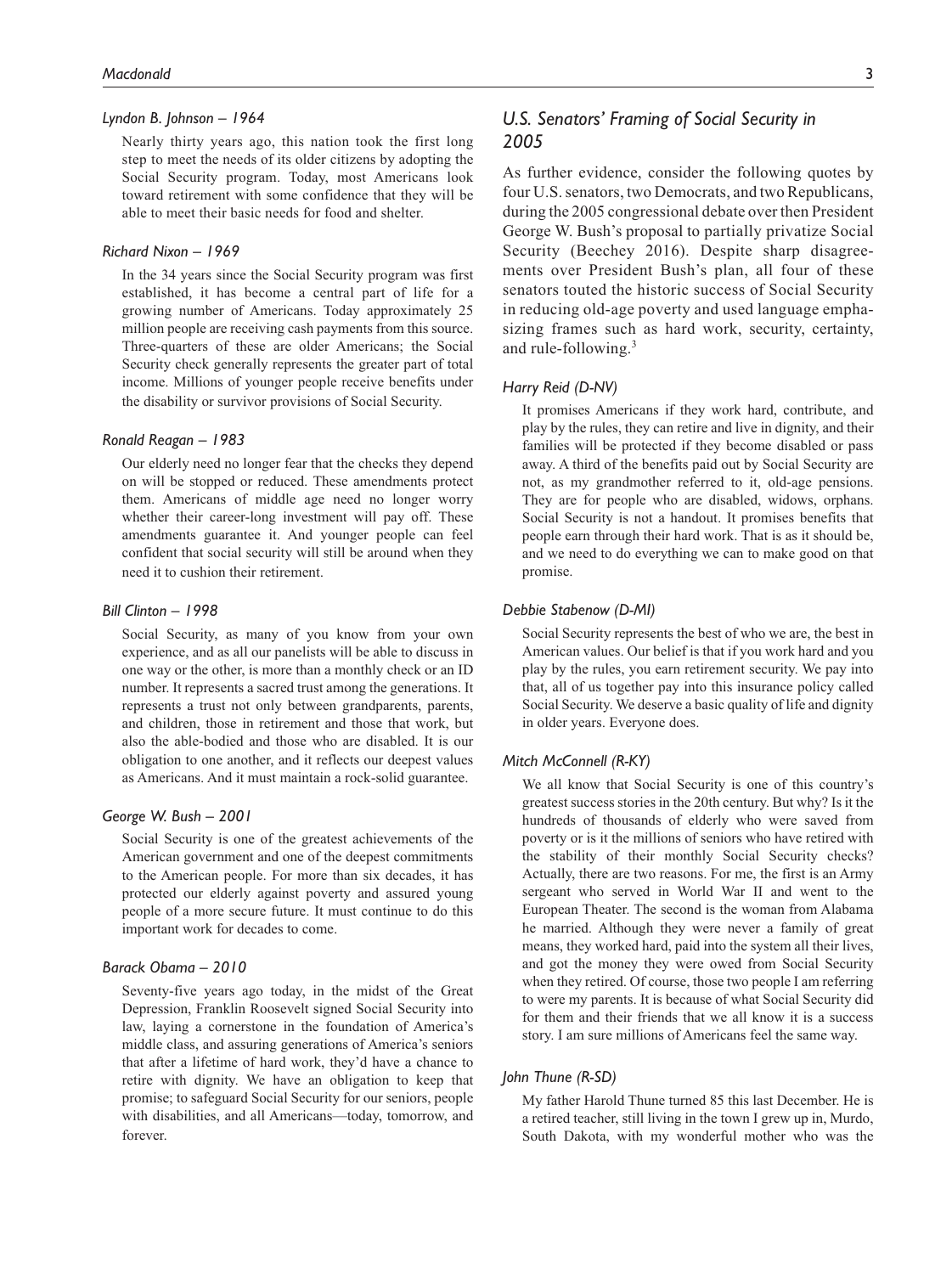*Lyndon B. Johnson – 1964*

> Nearly thirty years ago, this nation took the first long step to meet the needs of its older citizens by adopting the Social Security program. Today, most Americans look toward retirement with some confidence that they will be able to meet their basic needs for food and shelter.

*Richard Nixon – 1969*

> In the 34 years since the Social Security program was first established, it has become a central part of life for a growing number of Americans. Today approximately 25 million people are receiving cash payments from this source. Three-quarters of these are older Americans; the Social Security check generally represents the greater part of total income. Millions of younger people receive benefits under the disability or survivor provisions of Social Security.

*Ronald Reagan – 1983*

> Our elderly need no longer fear that the checks they depend on will be stopped or reduced. These amendments protect them. Americans of middle age need no longer worry whether their career-long investment will pay off. These amendments guarantee it. And younger people can feel confident that social security will still be around when they need it to cushion their retirement.

*Bill Clinton – 1998*

> Social Security, as many of you know from your own experience, and as all our panelists will be able to discuss in one way or the other, is more than a monthly check or an ID number. It represents a sacred trust among the generations. It represents a trust not only between grandparents, parents, and children, those in retirement and those that work, but also the able-bodied and those who are disabled. It is our obligation to one another, and it reflects our deepest values as Americans. And it must maintain a rock-solid guarantee.

*George W. Bush – 2001*

> Social Security is one of the greatest achievements of the American government and one of the deepest commitments to the American people. For more than six decades, it has protected our elderly against poverty and assured young people of a more secure future. It must continue to do this important work for decades to come.

*Barack Obama – 2010*

> Seventy-five years ago today, in the midst of the Great Depression, Franklin Roosevelt signed Social Security into law, laying a cornerstone in the foundation of America's middle class, and assuring generations of America's seniors that after a lifetime of hard work, they'd have a chance to retire with dignity. We have an obligation to keep that promise; to safeguard Social Security for our seniors, people with disabilities, and all Americans—today, tomorrow, and forever.

## U.S. Senators' Framing of Social Security in 2005

As further evidence, consider the following quotes by four U.S. senators, two Democrats, and two Republicans, during the 2005 congressional debate over then President George W. Bush's proposal to partially privatize Social Security (Beechey 2016). Despite sharp disagreements over President Bush's plan, all four of these senators touted the historic success of Social Security in reducing old-age poverty and used language emphasizing frames such as hard work, security, certainty, and rule-following.[3]

*Harry Reid (D-NV)*

> It promises Americans if they work hard, contribute, and play by the rules, they can retire and live in dignity, and their families will be protected if they become disabled or pass away. A third of the benefits paid out by Social Security are not, as my grandmother referred to it, old-age pensions. They are for people who are disabled, widows, orphans. Social Security is not a handout. It promises benefits that people earn through their hard work. That is as it should be, and we need to do everything we can to make good on that promise.

*Debbie Stabenow (D-MI)*

> Social Security represents the best of who we are, the best in American values. Our belief is that if you work hard and you play by the rules, you earn retirement security. We pay into that, all of us together pay into this insurance policy called Social Security. We deserve a basic quality of life and dignity in older years. Everyone does.

*Mitch McConnell (R-KY)*

> We all know that Social Security is one of this country's greatest success stories in the 20th century. But why? Is it the hundreds of thousands of elderly who were saved from poverty or is it the millions of seniors who have retired with the stability of their monthly Social Security checks? Actually, there are two reasons. For me, the first is an Army sergeant who served in World War II and went to the European Theater. The second is the woman from Alabama he married. Although they were never a family of great means, they worked hard, paid into the system all their lives, and got the money they were owed from Social Security when they retired. Of course, those two people I am referring to were my parents. It is because of what Social Security did for them and their friends that we all know it is a success story. I am sure millions of Americans feel the same way.

*John Thune (R-SD)*

> My father Harold Thune turned 85 this last December. He is a retired teacher, still living in the town I grew up in, Murdo, South Dakota, with my wonderful mother who was the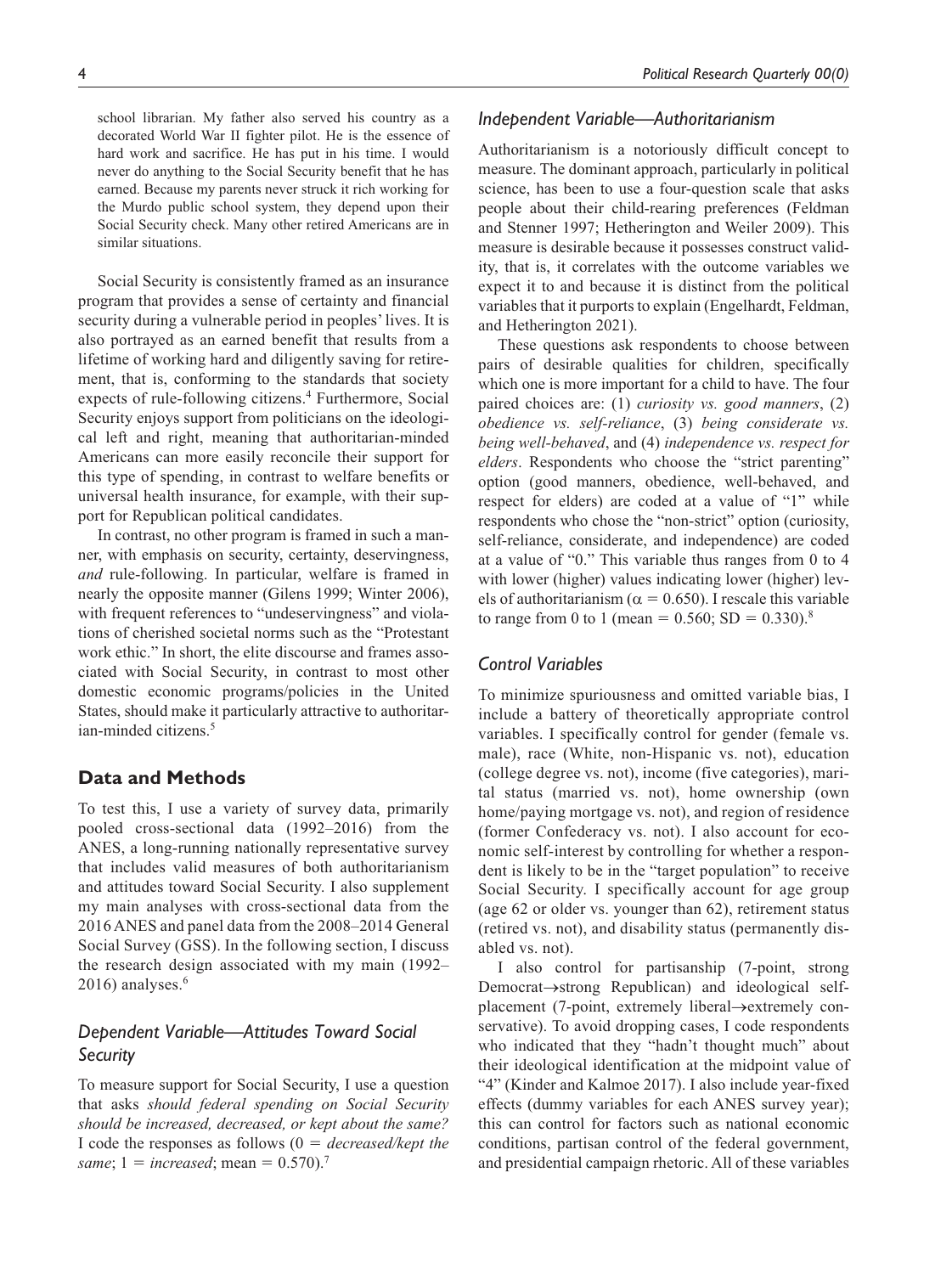school librarian. My father also served his country as a decorated World War II fighter pilot. He is the essence of hard work and sacrifice. He has put in his time. I would never do anything to the Social Security benefit that he has earned. Because my parents never struck it rich working for the Murdo public school system, they depend upon their Social Security check. Many other retired Americans are in similar situations.

Social Security is consistently framed as an insurance program that provides a sense of certainty and financial security during a vulnerable period in peoples' lives. It is also portrayed as an earned benefit that results from a lifetime of working hard and diligently saving for retirement, that is, conforming to the standards that society expects of rule-following citizens.[4] Furthermore, Social Security enjoys support from politicians on the ideological left and right, meaning that authoritarian-minded Americans can more easily reconcile their support for this type of spending, in contrast to welfare benefits or universal health insurance, for example, with their support for Republican political candidates.

In contrast, no other program is framed in such a manner, with emphasis on security, certainty, deservingness, *and* rule-following. In particular, welfare is framed in nearly the opposite manner (Gilens 1999; Winter 2006), with frequent references to "undeservingness" and violations of cherished societal norms such as the "Protestant work ethic." In short, the elite discourse and frames associated with Social Security, in contrast to most other domestic economic programs/policies in the United States, should make it particularly attractive to authoritarian-minded citizens.[5]

## Data and Methods

To test this, I use a variety of survey data, primarily pooled cross-sectional data (1992–2016) from the ANES, a long-running nationally representative survey that includes valid measures of both authoritarianism and attitudes toward Social Security. I also supplement my main analyses with cross-sectional data from the 2016 ANES and panel data from the 2008–2014 General Social Survey (GSS). In the following section, I discuss the research design associated with my main (1992–2016) analyses.[6]

### Dependent Variable—Attitudes Toward Social Security

To measure support for Social Security, I use a question that asks *should federal spending on Social Security should be increased, decreased, or kept about the same?* I code the responses as follows (0 = *decreased/kept the same*; 1 = *increased*; mean = 0.570).[7]

### Independent Variable—Authoritarianism

Authoritarianism is a notoriously difficult concept to measure. The dominant approach, particularly in political science, has been to use a four-question scale that asks people about their child-rearing preferences (Feldman and Stenner 1997; Hetherington and Weiler 2009). This measure is desirable because it possesses construct validity, that is, it correlates with the outcome variables we expect it to and because it is distinct from the political variables that it purports to explain (Engelhardt, Feldman, and Hetherington 2021).

These questions ask respondents to choose between pairs of desirable qualities for children, specifically which one is more important for a child to have. The four paired choices are: (1) *curiosity vs. good manners*, (2) *obedience vs. self-reliance*, (3) *being considerate vs. being well-behaved*, and (4) *independence vs. respect for elders*. Respondents who choose the "strict parenting" option (good manners, obedience, well-behaved, and respect for elders) are coded at a value of "1" while respondents who chose the "non-strict" option (curiosity, self-reliance, considerate, and independence) are coded at a value of "0." This variable thus ranges from 0 to 4 with lower (higher) values indicating lower (higher) levels of authoritarianism ($\alpha = 0.650$). I rescale this variable to range from 0 to 1 (mean = 0.560; SD = 0.330).[8]

### Control Variables

To minimize spuriousness and omitted variable bias, I include a battery of theoretically appropriate control variables. I specifically control for gender (female vs. male), race (White, non-Hispanic vs. not), education (college degree vs. not), income (five categories), marital status (married vs. not), home ownership (own home/paying mortgage vs. not), and region of residence (former Confederacy vs. not). I also account for economic self-interest by controlling for whether a respondent is likely to be in the "target population" to receive Social Security. I specifically account for age group (age 62 or older vs. younger than 62), retirement status (retired vs. not), and disability status (permanently disabled vs. not).

I also control for partisanship (7-point, strong Democrat→strong Republican) and ideological self-placement (7-point, extremely liberal→extremely conservative). To avoid dropping cases, I code respondents who indicated that they "hadn't thought much" about their ideological identification at the midpoint value of "4" (Kinder and Kalmoe 2017). I also include year-fixed effects (dummy variables for each ANES survey year); this can control for factors such as national economic conditions, partisan control of the federal government, and presidential campaign rhetoric. All of these variables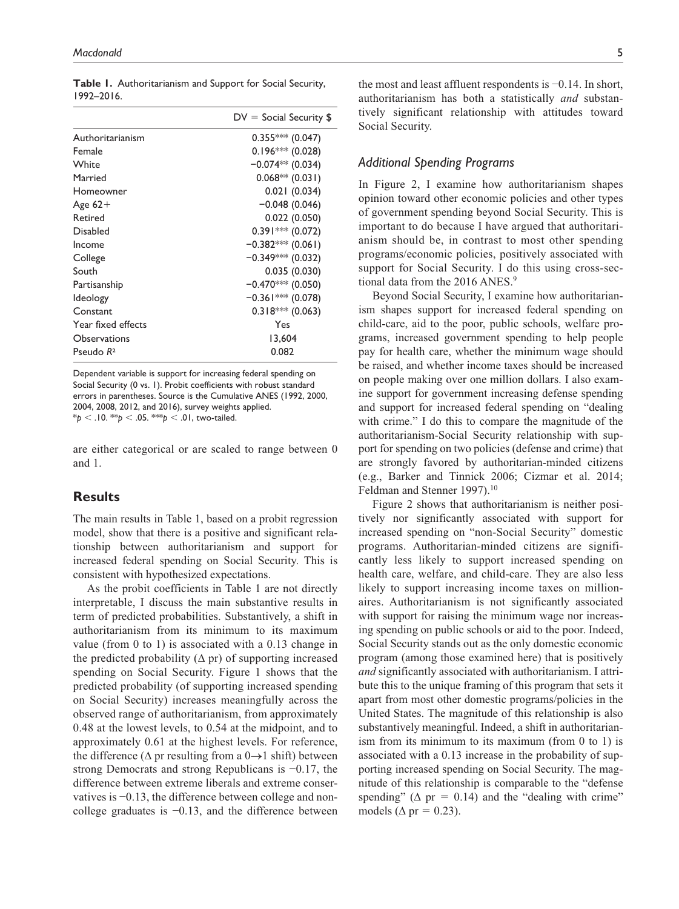**Table 1.** Authoritarianism and Support for Social Security, 1992–2016.

| | DV = Social Security $ |
|---|---|
| Authoritarianism | 0.355*** (0.047) |
| Female | 0.196*** (0.028) |
| White | −0.074** (0.034) |
| Married | 0.068** (0.031) |
| Homeowner | 0.021 (0.034) |
| Age 62+ | −0.048 (0.046) |
| Retired | 0.022 (0.050) |
| Disabled | 0.391*** (0.072) |
| Income | −0.382*** (0.061) |
| College | −0.349*** (0.032) |
| South | 0.035 (0.030) |
| Partisanship | −0.470*** (0.050) |
| Ideology | −0.361*** (0.078) |
| Constant | 0.318*** (0.063) |
| Year fixed effects | Yes |
| Observations | 13,604 |
| Pseudo $R^2$ | 0.082 |

Dependent variable is support for increasing federal spending on Social Security (0 vs. 1). Probit coefficients with robust standard errors in parentheses. Source is the Cumulative ANES (1992, 2000, 2004, 2008, 2012, and 2016), survey weights applied.
\* $p < .10$. \*\* $p < .05$. \*\*\* $p < .01$, two-tailed.

are either categorical or are scaled to range between 0 and 1.

## Results

The main results in Table 1, based on a probit regression model, show that there is a positive and significant relationship between authoritarianism and support for increased federal spending on Social Security. This is consistent with hypothesized expectations.

As the probit coefficients in Table 1 are not directly interpretable, I discuss the main substantive results in term of predicted probabilities. Substantively, a shift in authoritarianism from its minimum to its maximum value (from 0 to 1) is associated with a 0.13 change in the predicted probability ($\Delta$ pr) of supporting increased spending on Social Security. Figure 1 shows that the predicted probability (of supporting increased spending on Social Security) increases meaningfully across the observed range of authoritarianism, from approximately 0.48 at the lowest levels, to 0.54 at the midpoint, and to approximately 0.61 at the highest levels. For reference, the difference ($\Delta$ pr resulting from a $0 \rightarrow 1$ shift) between strong Democrats and strong Republicans is −0.17, the difference between extreme liberals and extreme conservatives is −0.13, the difference between college and non-college graduates is −0.13, and the difference between the most and least affluent respondents is −0.14. In short, authoritarianism has both a statistically *and* substantively significant relationship with attitudes toward Social Security.

### *Additional Spending Programs*

In Figure 2, I examine how authoritarianism shapes opinion toward other economic policies and other types of government spending beyond Social Security. This is important to do because I have argued that authoritarianism should be, in contrast to most other spending programs/economic policies, positively associated with support for Social Security. I do this using cross-sectional data from the 2016 ANES.[9]

Beyond Social Security, I examine how authoritarianism shapes support for increased federal spending on child-care, aid to the poor, public schools, welfare programs, increased government spending to help people pay for health care, whether the minimum wage should be raised, and whether income taxes should be increased on people making over one million dollars. I also examine support for government increasing defense spending and support for increased federal spending on "dealing with crime." I do this to compare the magnitude of the authoritarianism-Social Security relationship with support for spending on two policies (defense and crime) that are strongly favored by authoritarian-minded citizens (e.g., Barker and Tinnick 2006; Cizmar et al. 2014; Feldman and Stenner 1997).[10]

Figure 2 shows that authoritarianism is neither positively nor significantly associated with support for increased spending on "non-Social Security" domestic programs. Authoritarian-minded citizens are significantly less likely to support increased spending on health care, welfare, and child-care. They are also less likely to support increasing income taxes on millionaires. Authoritarianism is not significantly associated with support for raising the minimum wage nor increasing spending on public schools or aid to the poor. Indeed, Social Security stands out as the only domestic economic program (among those examined here) that is positively *and* significantly associated with authoritarianism. I attribute this to the unique framing of this program that sets it apart from most other domestic programs/policies in the United States. The magnitude of this relationship is also substantively meaningful. Indeed, a shift in authoritarianism from its minimum to its maximum (from 0 to 1) is associated with a 0.13 increase in the probability of supporting increased spending on Social Security. The magnitude of this relationship is comparable to the "defense spending" ($\Delta$ pr = 0.14) and the "dealing with crime" models ($\Delta$ pr = 0.23).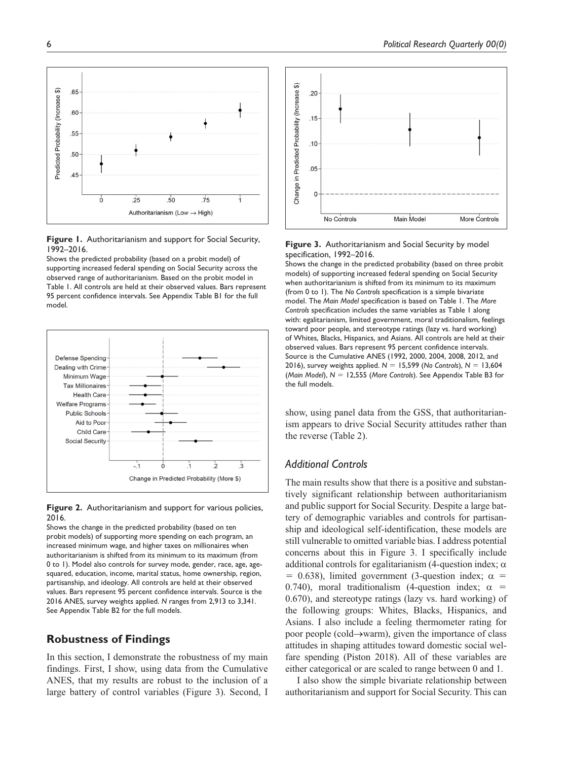Predicted Probability (Increase $)

.65

.60

.55

.50

.45

0 .25 .50 .75 1

Authoritarianism (Low → High)

**Figure 1.** Authoritarianism and support for Social Security, 1992–2016.

Shows the predicted probability (based on a probit model) of supporting increased federal spending on Social Security across the observed range of authoritarianism. Based on the probit model in Table 1. All controls are held at their observed values. Bars represent 95 percent confidence intervals. See Appendix Table B1 for the full model.

Defense Spending

Dealing with Crime

Minimum Wage

Tax Millionaires

Health Care

Welfare Programs

Public Schools

Aid to Poor

Child Care

Social Security

-.1 0 .1 .2 .3

Change in Predicted Probability (More $)

**Figure 2.** Authoritarianism and support for various policies, 2016.

Shows the change in the predicted probability (based on ten probit models) of supporting more spending on each program, an increased minimum wage, and higher taxes on millionaires when authoritarianism is shifted from its minimum to its maximum (from 0 to 1). Model also controls for survey mode, gender, race, age, age-squared, education, income, marital status, home ownership, region, partisanship, and ideology. All controls are held at their observed values. Bars represent 95 percent confidence intervals. Source is the 2016 ANES, survey weights applied. *N* ranges from 2,913 to 3,341. See Appendix Table B2 for the full models.

Change in Predicted Probability (Increase $)

.20

.15

.10

.05

0

No Controls Main Model More Controls

**Figure 3.** Authoritarianism and Social Security by model specification, 1992–2016.

Shows the change in the predicted probability (based on three probit models) of supporting increased federal spending on Social Security when authoritarianism is shifted from its minimum to its maximum (from 0 to 1). The *No Controls* specification is a simple bivariate model. The *Main Model* specification is based on Table 1. The *More Controls* specification includes the same variables as Table 1 along with: egalitarianism, limited government, moral traditionalism, feelings toward poor people, and stereotype ratings (lazy vs. hard working) of Whites, Blacks, Hispanics, and Asians. All controls are held at their observed values. Bars represent 95 percent confidence intervals. Source is the Cumulative ANES (1992, 2000, 2004, 2008, 2012, and 2016), survey weights applied. *N* = 15,599 (*No Controls*), *N* = 13,604 (*Main Model*), *N* = 12,555 (*More Controls*). See Appendix Table B3 for the full models.

## Robustness of Findings

In this section, I demonstrate the robustness of my main findings. First, I show, using data from the Cumulative ANES, that my results are robust to the inclusion of a large battery of control variables (Figure 3). Second, I show, using panel data from the GSS, that authoritarianism appears to drive Social Security attitudes rather than the reverse (Table 2).

### *Additional Controls*

The main results show that there is a positive and substantively significant relationship between authoritarianism and public support for Social Security. Despite a large battery of demographic variables and controls for partisanship and ideological self-identification, these models are still vulnerable to omitted variable bias. I address potential concerns about this in Figure 3. I specifically include additional controls for egalitarianism (4-question index; $\alpha$ = 0.638), limited government (3-question index; $\alpha$ = 0.740), moral traditionalism (4-question index; $\alpha$ = 0.670), and stereotype ratings (lazy vs. hard working) of the following groups: Whites, Blacks, Hispanics, and Asians. I also include a feeling thermometer rating for poor people (cold→warm), given the importance of class attitudes in shaping attitudes toward domestic social welfare spending (Piston 2018). All of these variables are either categorical or are scaled to range between 0 and 1.

I also show the simple bivariate relationship between authoritarianism and support for Social Security. This can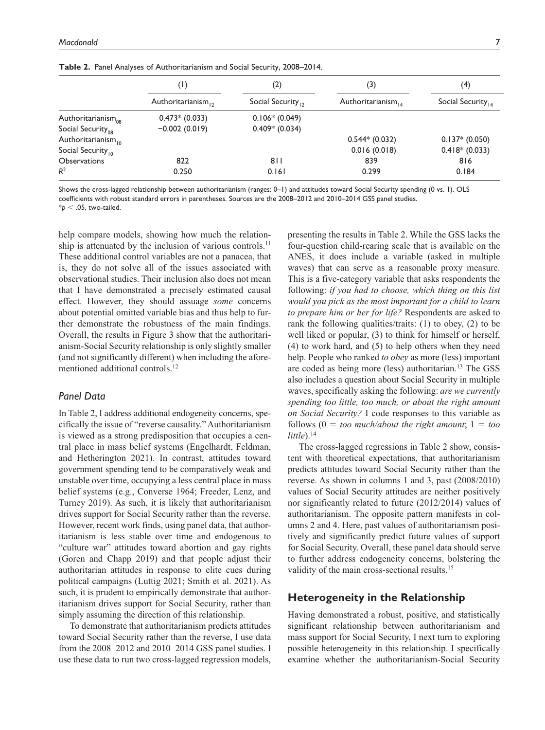**Table 2.** Panel Analyses of Authoritarianism and Social Security, 2008–2014.

| | (1) | (2) | (3) | (4) |
|---|---|---|---|---|
| | $\text{Authoritarianism}_{12}$ | $\text{Social Security}_{12}$ | $\text{Authoritarianism}_{14}$ | $\text{Social Security}_{14}$ |
| $\text{Authoritarianism}_{08}$ | 0.473* (0.033) | 0.106* (0.049) | | |
| $\text{Social Security}_{08}$ | −0.002 (0.019) | 0.409* (0.034) | | |
| $\text{Authoritarianism}_{10}$ | | | 0.544* (0.032) | 0.137* (0.050) |
| $\text{Social Security}_{10}$ | | | 0.016 (0.018) | 0.418* (0.033) |
| Observations | 822 | 811 | 839 | 816 |
| $R^2$ | 0.250 | 0.161 | 0.299 | 0.184 |

Shows the cross-lagged relationship between authoritarianism (ranges: 0–1) and attitudes toward Social Security spending (0 vs. 1). OLS coefficients with robust standard errors in parentheses. Sources are the 2008–2012 and 2010–2014 GSS panel studies.
*$p < .05$, two-tailed.

help compare models, showing how much the relationship is attenuated by the inclusion of various controls.[11] These additional control variables are not a panacea, that is, they do not solve all of the issues associated with observational studies. Their inclusion also does not mean that I have demonstrated a precisely estimated causal effect. However, they should assuage *some* concerns about potential omitted variable bias and thus help to further demonstrate the robustness of the main findings. Overall, the results in Figure 3 show that the authoritarianism-Social Security relationship is only slightly smaller (and not significantly different) when including the aforementioned additional controls.[12]

### Panel Data

In Table 2, I address additional endogeneity concerns, specifically the issue of "reverse causality." Authoritarianism is viewed as a strong predisposition that occupies a central place in mass belief systems (Engelhardt, Feldman, and Hetherington 2021). In contrast, attitudes toward government spending tend to be comparatively weak and unstable over time, occupying a less central place in mass belief systems (e.g., Converse 1964; Freeder, Lenz, and Turney 2019). As such, it is likely that authoritarianism drives support for Social Security rather than the reverse. However, recent work finds, using panel data, that authoritarianism is less stable over time and endogenous to "culture war" attitudes toward abortion and gay rights (Goren and Chapp 2019) and that people adjust their authoritarian attitudes in response to elite cues during political campaigns (Luttig 2021; Smith et al. 2021). As such, it is prudent to empirically demonstrate that authoritarianism drives support for Social Security, rather than simply assuming the direction of this relationship.

To demonstrate that authoritarianism predicts attitudes toward Social Security rather than the reverse, I use data from the 2008–2012 and 2010–2014 GSS panel studies. I use these data to run two cross-lagged regression models, presenting the results in Table 2. While the GSS lacks the four-question child-rearing scale that is available on the ANES, it does include a variable (asked in multiple waves) that can serve as a reasonable proxy measure. This is a five-category variable that asks respondents the following: *if you had to choose, which thing on this list would you pick as the most important for a child to learn to prepare him or her for life?* Respondents are asked to rank the following qualities/traits: (1) to obey, (2) to be well liked or popular, (3) to think for himself or herself, (4) to work hard, and (5) to help others when they need help. People who ranked *to obey* as more (less) important are coded as being more (less) authoritarian.[13] The GSS also includes a question about Social Security in multiple waves, specifically asking the following: *are we currently spending too little, too much, or about the right amount on Social Security?* I code responses to this variable as follows (0 = *too much/about the right amount*; 1 = *too little*).[14]

The cross-lagged regressions in Table 2 show, consistent with theoretical expectations, that authoritarianism predicts attitudes toward Social Security rather than the reverse. As shown in columns 1 and 3, past (2008/2010) values of Social Security attitudes are neither positively nor significantly related to future (2012/2014) values of authoritarianism. The opposite pattern manifests in columns 2 and 4. Here, past values of authoritarianism positively and significantly predict future values of support for Social Security. Overall, these panel data should serve to further address endogeneity concerns, bolstering the validity of the main cross-sectional results.[15]

## Heterogeneity in the Relationship

Having demonstrated a robust, positive, and statistically significant relationship between authoritarianism and mass support for Social Security, I next turn to exploring possible heterogeneity in this relationship. I specifically examine whether the authoritarianism-Social Security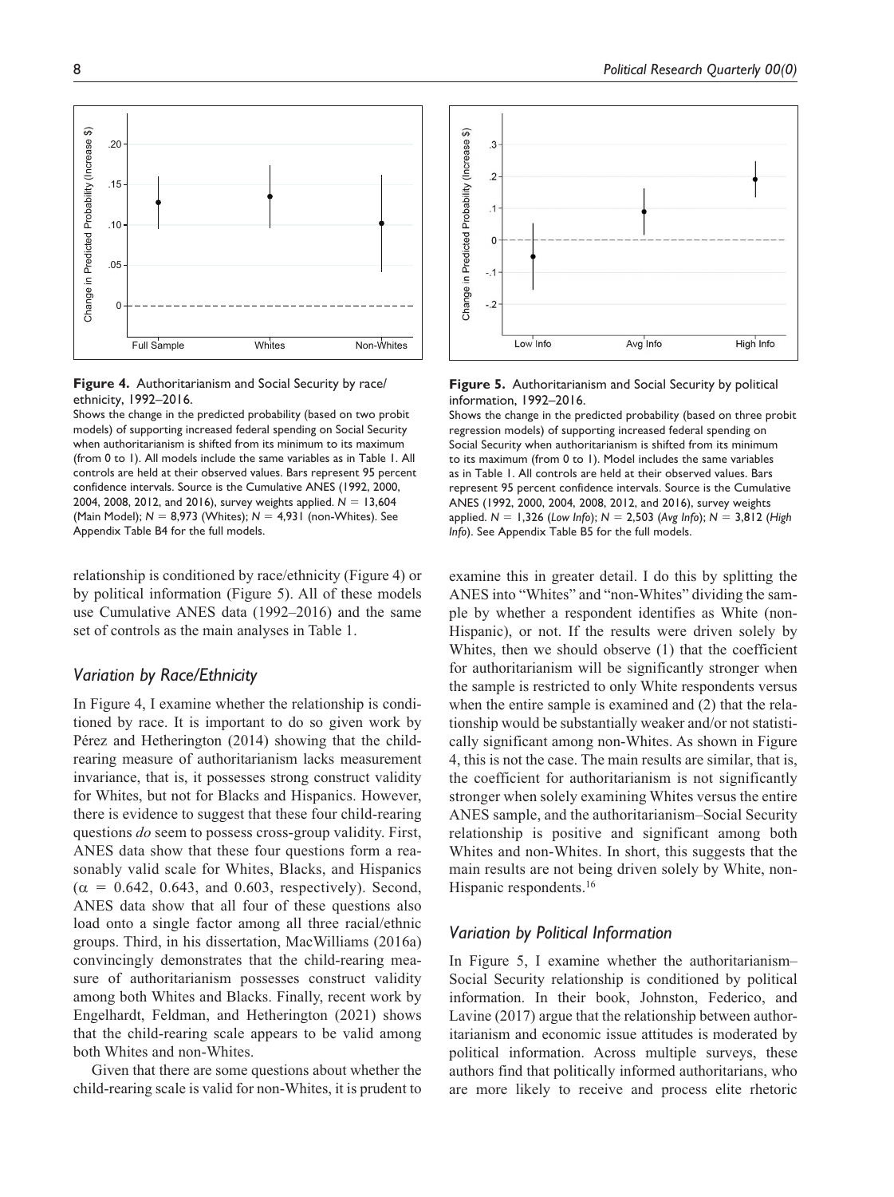Change in Predicted Probability (Increase $)

.20

.15

.10

.05

0

Full Sample

Whites

Non-Whites

**Figure 4.** Authoritarianism and Social Security by race/ethnicity, 1992–2016.

Shows the change in the predicted probability (based on two probit models) of supporting increased federal spending on Social Security when authoritarianism is shifted from its minimum to its maximum (from 0 to 1). All models include the same variables as in Table 1. All controls are held at their observed values. Bars represent 95 percent confidence intervals. Source is the Cumulative ANES (1992, 2000, 2004, 2008, 2012, and 2016), survey weights applied. $N = 13{,}604$ (Main Model); $N = 8{,}973$ (Whites); $N = 4{,}931$ (non-Whites). See Appendix Table B4 for the full models.

Change in Predicted Probability (Increase $)

.3

.2

.1

0

-.1

-.2

Low Info

Avg Info

High Info

**Figure 5.** Authoritarianism and Social Security by political information, 1992–2016.

Shows the change in the predicted probability (based on three probit regression models) of supporting increased federal spending on Social Security when authoritarianism is shifted from its minimum to its maximum (from 0 to 1). Model includes the same variables as in Table 1. All controls are held at their observed values. Bars represent 95 percent confidence intervals. Source is the Cumulative ANES (1992, 2000, 2004, 2008, 2012, and 2016), survey weights applied. $N = 1{,}326$ (*Low Info*); $N = 2{,}503$ (*Avg Info*); $N = 3{,}812$ (*High Info*). See Appendix Table B5 for the full models.

relationship is conditioned by race/ethnicity (Figure 4) or by political information (Figure 5). All of these models use Cumulative ANES data (1992–2016) and the same set of controls as the main analyses in Table 1.

### *Variation by Race/Ethnicity*

In Figure 4, I examine whether the relationship is conditioned by race. It is important to do so given work by Pérez and Hetherington (2014) showing that the child-rearing measure of authoritarianism lacks measurement invariance, that is, it possesses strong construct validity for Whites, but not for Blacks and Hispanics. However, there is evidence to suggest that these four child-rearing questions *do* seem to possess cross-group validity. First, ANES data show that these four questions form a reasonably valid scale for Whites, Blacks, and Hispanics ($\alpha$ = 0.642, 0.643, and 0.603, respectively). Second, ANES data show that all four of these questions also load onto a single factor among all three racial/ethnic groups. Third, in his dissertation, MacWilliams (2016a) convincingly demonstrates that the child-rearing measure of authoritarianism possesses construct validity among both Whites and Blacks. Finally, recent work by Engelhardt, Feldman, and Hetherington (2021) shows that the child-rearing scale appears to be valid among both Whites and non-Whites.

Given that there are some questions about whether the child-rearing scale is valid for non-Whites, it is prudent to examine this in greater detail. I do this by splitting the ANES into "Whites" and "non-Whites" dividing the sample by whether a respondent identifies as White (non-Hispanic), or not. If the results were driven solely by Whites, then we should observe (1) that the coefficient for authoritarianism will be significantly stronger when the sample is restricted to only White respondents versus when the entire sample is examined and (2) that the relationship would be substantially weaker and/or not statistically significant among non-Whites. As shown in Figure 4, this is not the case. The main results are similar, that is, the coefficient for authoritarianism is not significantly stronger when solely examining Whites versus the entire ANES sample, and the authoritarianism–Social Security relationship is positive and significant among both Whites and non-Whites. In short, this suggests that the main results are not being driven solely by White, non-Hispanic respondents.[16]

### *Variation by Political Information*

In Figure 5, I examine whether the authoritarianism–Social Security relationship is conditioned by political information. In their book, Johnston, Federico, and Lavine (2017) argue that the relationship between authoritarianism and economic issue attitudes is moderated by political information. Across multiple surveys, these authors find that politically informed authoritarians, who are more likely to receive and process elite rhetoric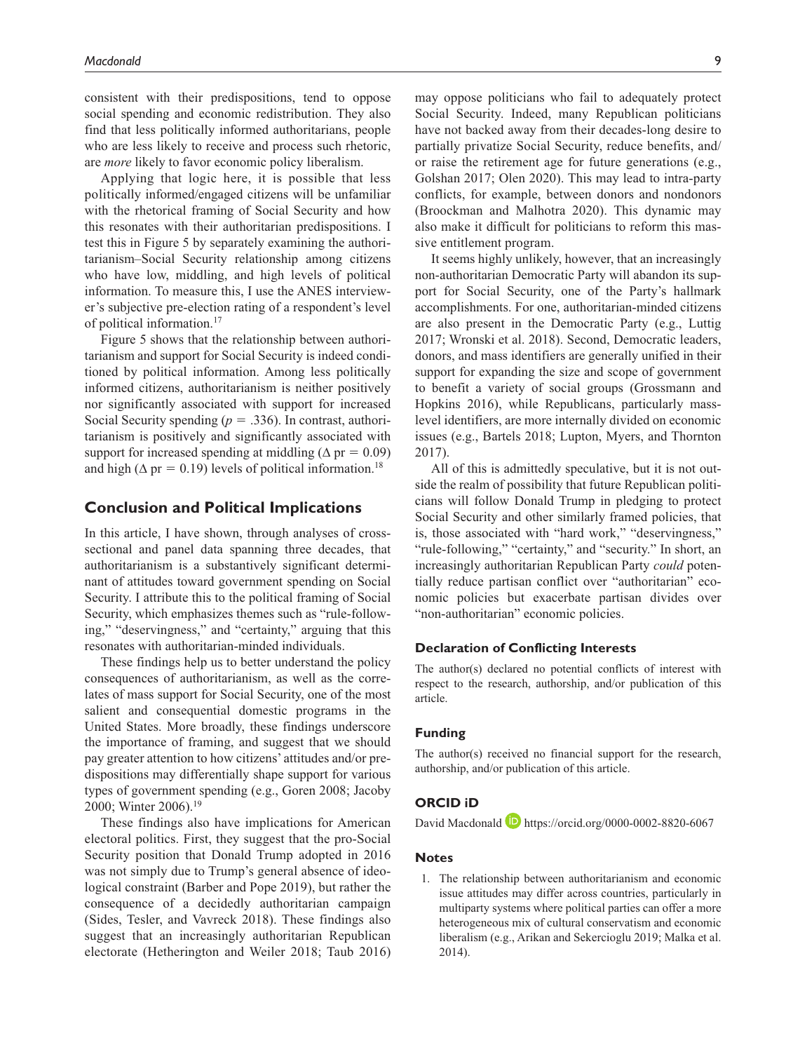consistent with their predispositions, tend to oppose social spending and economic redistribution. They also find that less politically informed authoritarians, people who are less likely to receive and process such rhetoric, are *more* likely to favor economic policy liberalism.

Applying that logic here, it is possible that less politically informed/engaged citizens will be unfamiliar with the rhetorical framing of Social Security and how this resonates with their authoritarian predispositions. I test this in Figure 5 by separately examining the authoritarianism–Social Security relationship among citizens who have low, middling, and high levels of political information. To measure this, I use the ANES interviewer's subjective pre-election rating of a respondent's level of political information.[17]

Figure 5 shows that the relationship between authoritarianism and support for Social Security is indeed conditioned by political information. Among less politically informed citizens, authoritarianism is neither positively nor significantly associated with support for increased Social Security spending ($p = .336$). In contrast, authoritarianism is positively and significantly associated with support for increased spending at middling ($\Delta$ pr $= 0.09$) and high ($\Delta$ pr $= 0.19$) levels of political information.[18]

## Conclusion and Political Implications

In this article, I have shown, through analyses of cross-sectional and panel data spanning three decades, that authoritarianism is a substantively significant determinant of attitudes toward government spending on Social Security. I attribute this to the political framing of Social Security, which emphasizes themes such as "rule-following," "deservingness," and "certainty," arguing that this resonates with authoritarian-minded individuals.

These findings help us to better understand the policy consequences of authoritarianism, as well as the correlates of mass support for Social Security, one of the most salient and consequential domestic programs in the United States. More broadly, these findings underscore the importance of framing, and suggest that we should pay greater attention to how citizens' attitudes and/or predispositions may differentially shape support for various types of government spending (e.g., Goren 2008; Jacoby 2000; Winter 2006).[19]

These findings also have implications for American electoral politics. First, they suggest that the pro-Social Security position that Donald Trump adopted in 2016 was not simply due to Trump's general absence of ideological constraint (Barber and Pope 2019), but rather the consequence of a decidedly authoritarian campaign (Sides, Tesler, and Vavreck 2018). These findings also suggest that an increasingly authoritarian Republican electorate (Hetherington and Weiler 2018; Taub 2016) may oppose politicians who fail to adequately protect Social Security. Indeed, many Republican politicians have not backed away from their decades-long desire to partially privatize Social Security, reduce benefits, and/or raise the retirement age for future generations (e.g., Golshan 2017; Olen 2020). This may lead to intra-party conflicts, for example, between donors and nondonors (Broockman and Malhotra 2020). This dynamic may also make it difficult for politicians to reform this massive entitlement program.

It seems highly unlikely, however, that an increasingly non-authoritarian Democratic Party will abandon its support for Social Security, one of the Party's hallmark accomplishments. For one, authoritarian-minded citizens are also present in the Democratic Party (e.g., Luttig 2017; Wronski et al. 2018). Second, Democratic leaders, donors, and mass identifiers are generally unified in their support for expanding the size and scope of government to benefit a variety of social groups (Grossmann and Hopkins 2016), while Republicans, particularly mass-level identifiers, are more internally divided on economic issues (e.g., Bartels 2018; Lupton, Myers, and Thornton 2017).

All of this is admittedly speculative, but it is not outside the realm of possibility that future Republican politicians will follow Donald Trump in pledging to protect Social Security and other similarly framed policies, that is, those associated with "hard work," "deservingness," "rule-following," "certainty," and "security." In short, an increasingly authoritarian Republican Party *could* potentially reduce partisan conflict over "authoritarian" economic policies but exacerbate partisan divides over "non-authoritarian" economic policies.

### Declaration of Conflicting Interests

The author(s) declared no potential conflicts of interest with respect to the research, authorship, and/or publication of this article.

### Funding

The author(s) received no financial support for the research, authorship, and/or publication of this article.

### ORCID iD

David Macdonald https://orcid.org/0000-0002-8820-6067

### Notes

1. The relationship between authoritarianism and economic issue attitudes may differ across countries, particularly in multiparty systems where political parties can offer a more heterogeneous mix of cultural conservatism and economic liberalism (e.g., Arikan and Sekercioglu 2019; Malka et al. 2014).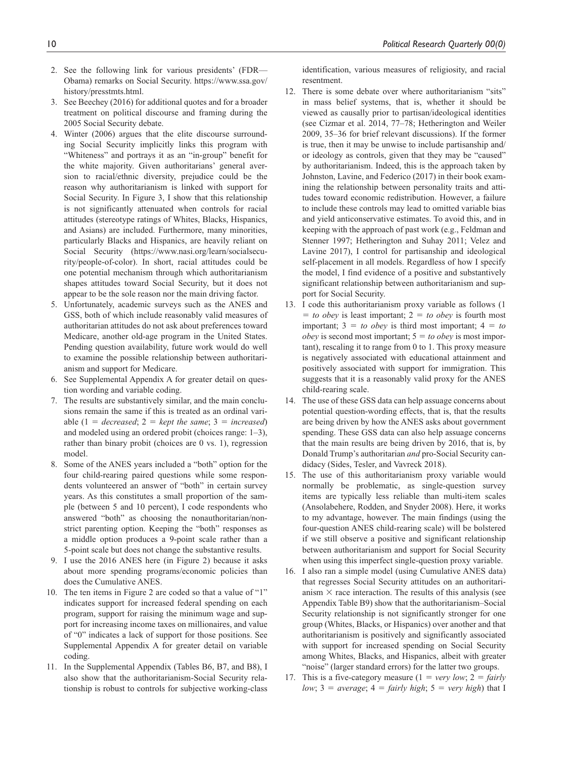2. See the following link for various presidents' (FDR—Obama) remarks on Social Security. https://www.ssa.gov/history/presstmts.html.
3. See Beechey (2016) for additional quotes and for a broader treatment on political discourse and framing during the 2005 Social Security debate.
4. Winter (2006) argues that the elite discourse surrounding Social Security implicitly links this program with "Whiteness" and portrays it as an "in-group" benefit for the white majority. Given authoritarians' general aversion to racial/ethnic diversity, prejudice could be the reason why authoritarianism is linked with support for Social Security. In Figure 3, I show that this relationship is not significantly attenuated when controls for racial attitudes (stereotype ratings of Whites, Blacks, Hispanics, and Asians) are included. Furthermore, many minorities, particularly Blacks and Hispanics, are heavily reliant on Social Security (https://www.nasi.org/learn/socialsecurity/people-of-color). In short, racial attitudes could be one potential mechanism through which authoritarianism shapes attitudes toward Social Security, but it does not appear to be the sole reason nor the main driving factor.
5. Unfortunately, academic surveys such as the ANES and GSS, both of which include reasonably valid measures of authoritarian attitudes do not ask about preferences toward Medicare, another old-age program in the United States. Pending question availability, future work would do well to examine the possible relationship between authoritarianism and support for Medicare.
6. See Supplemental Appendix A for greater detail on question wording and variable coding.
7. The results are substantively similar, and the main conclusions remain the same if this is treated as an ordinal variable (1 = *decreased*; 2 = *kept the same*; 3 = *increased*) and modeled using an ordered probit (choices range: 1–3), rather than binary probit (choices are 0 vs. 1), regression model.
8. Some of the ANES years included a "both" option for the four child-rearing paired questions while some respondents volunteered an answer of "both" in certain survey years. As this constitutes a small proportion of the sample (between 5 and 10 percent), I code respondents who answered "both" as choosing the nonauthoritarian/nonstrict parenting option. Keeping the "both" responses as a middle option produces a 9-point scale rather than a 5-point scale but does not change the substantive results.
9. I use the 2016 ANES here (in Figure 2) because it asks about more spending programs/economic policies than does the Cumulative ANES.
10. The ten items in Figure 2 are coded so that a value of "1" indicates support for increased federal spending on each program, support for raising the minimum wage and support for increasing income taxes on millionaires, and value of "0" indicates a lack of support for those positions. See Supplemental Appendix A for greater detail on variable coding.
11. In the Supplemental Appendix (Tables B6, B7, and B8), I also show that the authoritarianism-Social Security relationship is robust to controls for subjective working-class identification, various measures of religiosity, and racial resentment.
12. There is some debate over where authoritarianism "sits" in mass belief systems, that is, whether it should be viewed as causally prior to partisan/ideological identities (see Cizmar et al. 2014, 77–78; Hetherington and Weiler 2009, 35–36 for brief relevant discussions). If the former is true, then it may be unwise to include partisanship and/or ideology as controls, given that they may be "caused" by authoritarianism. Indeed, this is the approach taken by Johnston, Lavine, and Federico (2017) in their book examining the relationship between personality traits and attitudes toward economic redistribution. However, a failure to include these controls may lead to omitted variable bias and yield anticonservative estimates. To avoid this, and in keeping with the approach of past work (e.g., Feldman and Stenner 1997; Hetherington and Suhay 2011; Velez and Lavine 2017), I control for partisanship and ideological self-placement in all models. Regardless of how I specify the model, I find evidence of a positive and substantively significant relationship between authoritarianism and support for Social Security.
13. I code this authoritarianism proxy variable as follows (1 = *to obey* is least important; 2 = *to obey* is fourth most important; 3 = *to obey* is third most important; 4 = *to obey* is second most important; 5 = *to obey* is most important), rescaling it to range from 0 to 1. This proxy measure is negatively associated with educational attainment and positively associated with support for immigration. This suggests that it is a reasonably valid proxy for the ANES child-rearing scale.
14. The use of these GSS data can help assuage concerns about potential question-wording effects, that is, that the results are being driven by how the ANES asks about government spending. These GSS data can also help assuage concerns that the main results are being driven by 2016, that is, by Donald Trump's authoritarian *and* pro-Social Security candidacy (Sides, Tesler, and Vavreck 2018).
15. The use of this authoritarianism proxy variable would normally be problematic, as single-question survey items are typically less reliable than multi-item scales (Ansolabehere, Rodden, and Snyder 2008). Here, it works to my advantage, however. The main findings (using the four-question ANES child-rearing scale) will be bolstered if we still observe a positive and significant relationship between authoritarianism and support for Social Security when using this imperfect single-question proxy variable.
16. I also ran a simple model (using Cumulative ANES data) that regresses Social Security attitudes on an authoritarianism × race interaction. The results of this analysis (see Appendix Table B9) show that the authoritarianism–Social Security relationship is not significantly stronger for one group (Whites, Blacks, or Hispanics) over another and that authoritarianism is positively and significantly associated with support for increased spending on Social Security among Whites, Blacks, and Hispanics, albeit with greater "noise" (larger standard errors) for the latter two groups.
17. This is a five-category measure (1 = *very low*; 2 = *fairly low*; 3 = *average*; 4 = *fairly high*; 5 = *very high*) that I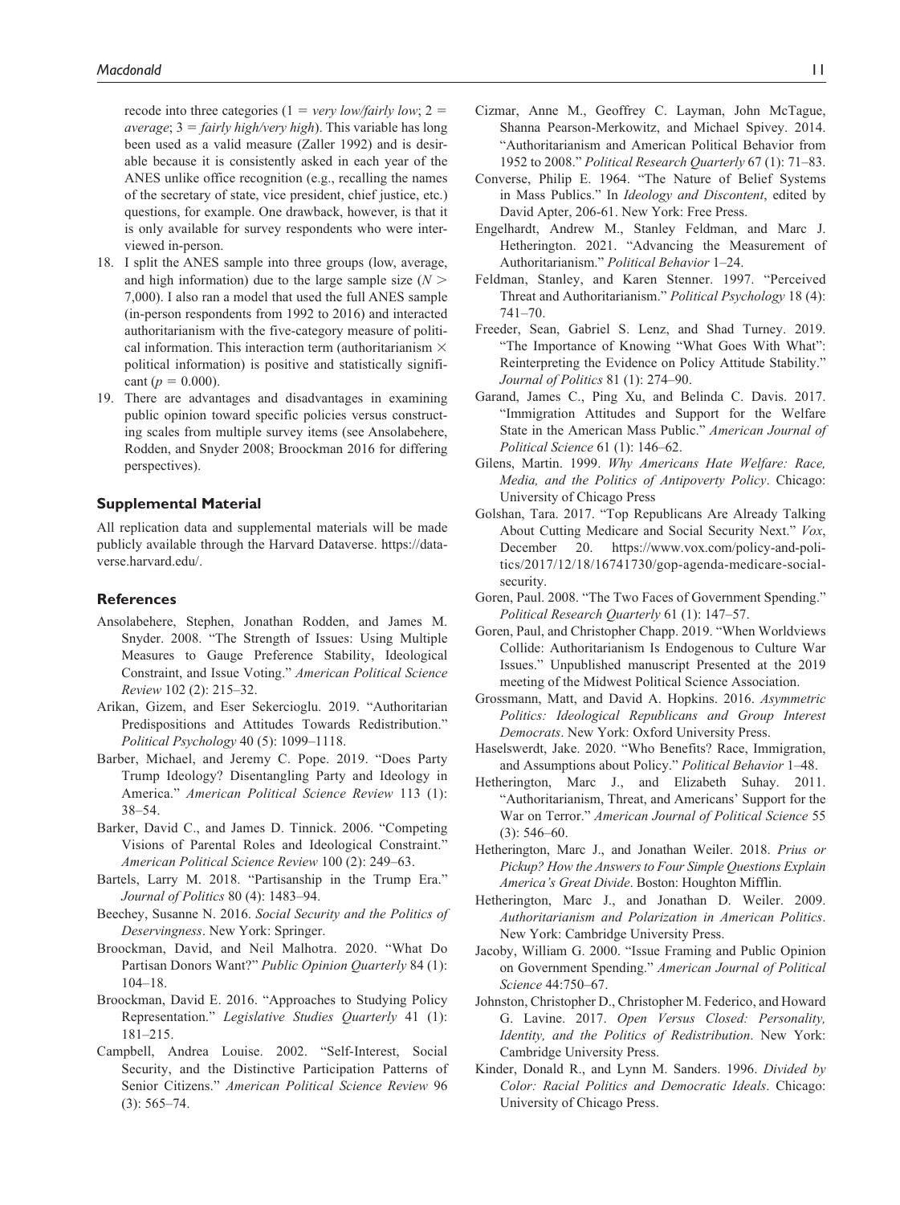recode into three categories (1 = *very low/fairly low*; 2 = *average*; 3 = *fairly high/very high*). This variable has long been used as a valid measure (Zaller 1992) and is desirable because it is consistently asked in each year of the ANES unlike office recognition (e.g., recalling the names of the secretary of state, vice president, chief justice, etc.) questions, for example. One drawback, however, is that it is only available for survey respondents who were interviewed in-person.

18. I split the ANES sample into three groups (low, average, and high information) due to the large sample size ($N >$ 7,000). I also ran a model that used the full ANES sample (in-person respondents from 1992 to 2016) and interacted authoritarianism with the five-category measure of political information. This interaction term (authoritarianism $\times$ political information) is positive and statistically significant ($p = 0.000$).
19. There are advantages and disadvantages in examining public opinion toward specific policies versus constructing scales from multiple survey items (see Ansolabehere, Rodden, and Snyder 2008; Broockman 2016 for differing perspectives).

## Supplemental Material

All replication data and supplemental materials will be made publicly available through the Harvard Dataverse. https://dataverse.harvard.edu/.

## References

Ansolabehere, Stephen, Jonathan Rodden, and James M. Snyder. 2008. "The Strength of Issues: Using Multiple Measures to Gauge Preference Stability, Ideological Constraint, and Issue Voting." *American Political Science Review* 102 (2): 215–32.

Arikan, Gizem, and Eser Sekercioglu. 2019. "Authoritarian Predispositions and Attitudes Towards Redistribution." *Political Psychology* 40 (5): 1099–1118.

Barber, Michael, and Jeremy C. Pope. 2019. "Does Party Trump Ideology? Disentangling Party and Ideology in America." *American Political Science Review* 113 (1): 38–54.

Barker, David C., and James D. Tinnick. 2006. "Competing Visions of Parental Roles and Ideological Constraint." *American Political Science Review* 100 (2): 249–63.

Bartels, Larry M. 2018. "Partisanship in the Trump Era." *Journal of Politics* 80 (4): 1483–94.

Beechey, Susanne N. 2016. *Social Security and the Politics of Deservingness*. New York: Springer.

Broockman, David, and Neil Malhotra. 2020. "What Do Partisan Donors Want?" *Public Opinion Quarterly* 84 (1): 104–18.

Broockman, David E. 2016. "Approaches to Studying Policy Representation." *Legislative Studies Quarterly* 41 (1): 181–215.

Campbell, Andrea Louise. 2002. "Self-Interest, Social Security, and the Distinctive Participation Patterns of Senior Citizens." *American Political Science Review* 96 (3): 565–74.

Cizmar, Anne M., Geoffrey C. Layman, John McTague, Shanna Pearson-Merkowitz, and Michael Spivey. 2014. "Authoritarianism and American Political Behavior from 1952 to 2008." *Political Research Quarterly* 67 (1): 71–83.

Converse, Philip E. 1964. "The Nature of Belief Systems in Mass Publics." In *Ideology and Discontent*, edited by David Apter, 206-61. New York: Free Press.

Engelhardt, Andrew M., Stanley Feldman, and Marc J. Hetherington. 2021. "Advancing the Measurement of Authoritarianism." *Political Behavior* 1–24.

Feldman, Stanley, and Karen Stenner. 1997. "Perceived Threat and Authoritarianism." *Political Psychology* 18 (4): 741–70.

Freeder, Sean, Gabriel S. Lenz, and Shad Turney. 2019. "The Importance of Knowing "What Goes With What": Reinterpreting the Evidence on Policy Attitude Stability." *Journal of Politics* 81 (1): 274–90.

Garand, James C., Ping Xu, and Belinda C. Davis. 2017. "Immigration Attitudes and Support for the Welfare State in the American Mass Public." *American Journal of Political Science* 61 (1): 146–62.

Gilens, Martin. 1999. *Why Americans Hate Welfare: Race, Media, and the Politics of Antipoverty Policy*. Chicago: University of Chicago Press

Golshan, Tara. 2017. "Top Republicans Are Already Talking About Cutting Medicare and Social Security Next." *Vox*, December 20. https://www.vox.com/policy-and-politics/2017/12/18/16741730/gop-agenda-medicare-social-security.

Goren, Paul. 2008. "The Two Faces of Government Spending." *Political Research Quarterly* 61 (1): 147–57.

Goren, Paul, and Christopher Chapp. 2019. "When Worldviews Collide: Authoritarianism Is Endogenous to Culture War Issues." Unpublished manuscript Presented at the 2019 meeting of the Midwest Political Science Association.

Grossmann, Matt, and David A. Hopkins. 2016. *Asymmetric Politics: Ideological Republicans and Group Interest Democrats*. New York: Oxford University Press.

Haselswerdt, Jake. 2020. "Who Benefits? Race, Immigration, and Assumptions about Policy." *Political Behavior* 1–48.

Hetherington, Marc J., and Elizabeth Suhay. 2011. "Authoritarianism, Threat, and Americans' Support for the War on Terror." *American Journal of Political Science* 55 (3): 546–60.

Hetherington, Marc J., and Jonathan Weiler. 2018. *Prius or Pickup? How the Answers to Four Simple Questions Explain America's Great Divide*. Boston: Houghton Mifflin.

Hetherington, Marc J., and Jonathan D. Weiler. 2009. *Authoritarianism and Polarization in American Politics*. New York: Cambridge University Press.

Jacoby, William G. 2000. "Issue Framing and Public Opinion on Government Spending." *American Journal of Political Science* 44:750–67.

Johnston, Christopher D., Christopher M. Federico, and Howard G. Lavine. 2017. *Open Versus Closed: Personality, Identity, and the Politics of Redistribution*. New York: Cambridge University Press.

Kinder, Donald R., and Lynn M. Sanders. 1996. *Divided by Color: Racial Politics and Democratic Ideals*. Chicago: University of Chicago Press.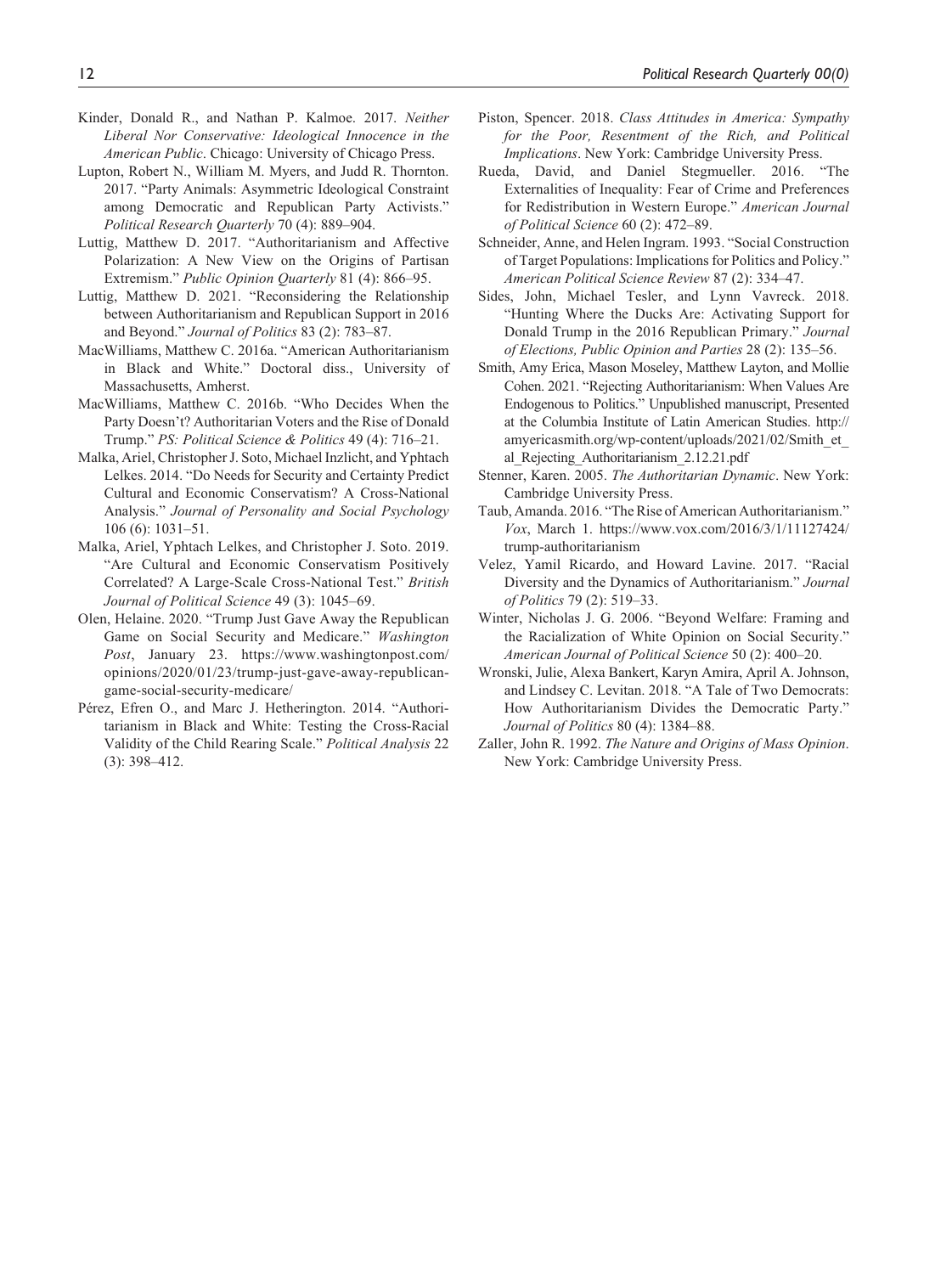Kinder, Donald R., and Nathan P. Kalmoe. 2017. *Neither Liberal Nor Conservative: Ideological Innocence in the American Public*. Chicago: University of Chicago Press.

Lupton, Robert N., William M. Myers, and Judd R. Thornton. 2017. "Party Animals: Asymmetric Ideological Constraint among Democratic and Republican Party Activists." *Political Research Quarterly* 70 (4): 889–904.

Luttig, Matthew D. 2017. "Authoritarianism and Affective Polarization: A New View on the Origins of Partisan Extremism." *Public Opinion Quarterly* 81 (4): 866–95.

Luttig, Matthew D. 2021. "Reconsidering the Relationship between Authoritarianism and Republican Support in 2016 and Beyond." *Journal of Politics* 83 (2): 783–87.

MacWilliams, Matthew C. 2016a. "American Authoritarianism in Black and White." Doctoral diss., University of Massachusetts, Amherst.

MacWilliams, Matthew C. 2016b. "Who Decides When the Party Doesn't? Authoritarian Voters and the Rise of Donald Trump." *PS: Political Science & Politics* 49 (4): 716–21.

Malka, Ariel, Christopher J. Soto, Michael Inzlicht, and Yphtach Lelkes. 2014. "Do Needs for Security and Certainty Predict Cultural and Economic Conservatism? A Cross-National Analysis." *Journal of Personality and Social Psychology* 106 (6): 1031–51.

Malka, Ariel, Yphtach Lelkes, and Christopher J. Soto. 2019. "Are Cultural and Economic Conservatism Positively Correlated? A Large-Scale Cross-National Test." *British Journal of Political Science* 49 (3): 1045–69.

Olen, Helaine. 2020. "Trump Just Gave Away the Republican Game on Social Security and Medicare." *Washington Post*, January 23. https://www.washingtonpost.com/opinions/2020/01/23/trump-just-gave-away-republican-game-social-security-medicare/

Pérez, Efren O., and Marc J. Hetherington. 2014. "Authoritarianism in Black and White: Testing the Cross-Racial Validity of the Child Rearing Scale." *Political Analysis* 22 (3): 398–412.

Piston, Spencer. 2018. *Class Attitudes in America: Sympathy for the Poor, Resentment of the Rich, and Political Implications*. New York: Cambridge University Press.

Rueda, David, and Daniel Stegmueller. 2016. "The Externalities of Inequality: Fear of Crime and Preferences for Redistribution in Western Europe." *American Journal of Political Science* 60 (2): 472–89.

Schneider, Anne, and Helen Ingram. 1993. "Social Construction of Target Populations: Implications for Politics and Policy." *American Political Science Review* 87 (2): 334–47.

Sides, John, Michael Tesler, and Lynn Vavreck. 2018. "Hunting Where the Ducks Are: Activating Support for Donald Trump in the 2016 Republican Primary." *Journal of Elections, Public Opinion and Parties* 28 (2): 135–56.

Smith, Amy Erica, Mason Moseley, Matthew Layton, and Mollie Cohen. 2021. "Rejecting Authoritarianism: When Values Are Endogenous to Politics." Unpublished manuscript, Presented at the Columbia Institute of Latin American Studies. http://amyericasmith.org/wp-content/uploads/2021/02/Smith_et_al_Rejecting_Authoritarianism_2.12.21.pdf

Stenner, Karen. 2005. *The Authoritarian Dynamic*. New York: Cambridge University Press.

Taub, Amanda. 2016. "The Rise of American Authoritarianism." *Vox*, March 1. https://www.vox.com/2016/3/1/11127424/trump-authoritarianism

Velez, Yamil Ricardo, and Howard Lavine. 2017. "Racial Diversity and the Dynamics of Authoritarianism." *Journal of Politics* 79 (2): 519–33.

Winter, Nicholas J. G. 2006. "Beyond Welfare: Framing and the Racialization of White Opinion on Social Security." *American Journal of Political Science* 50 (2): 400–20.

Wronski, Julie, Alexa Bankert, Karyn Amira, April A. Johnson, and Lindsey C. Levitan. 2018. "A Tale of Two Democrats: How Authoritarianism Divides the Democratic Party." *Journal of Politics* 80 (4): 1384–88.

Zaller, John R. 1992. *The Nature and Origins of Mass Opinion*. New York: Cambridge University Press.